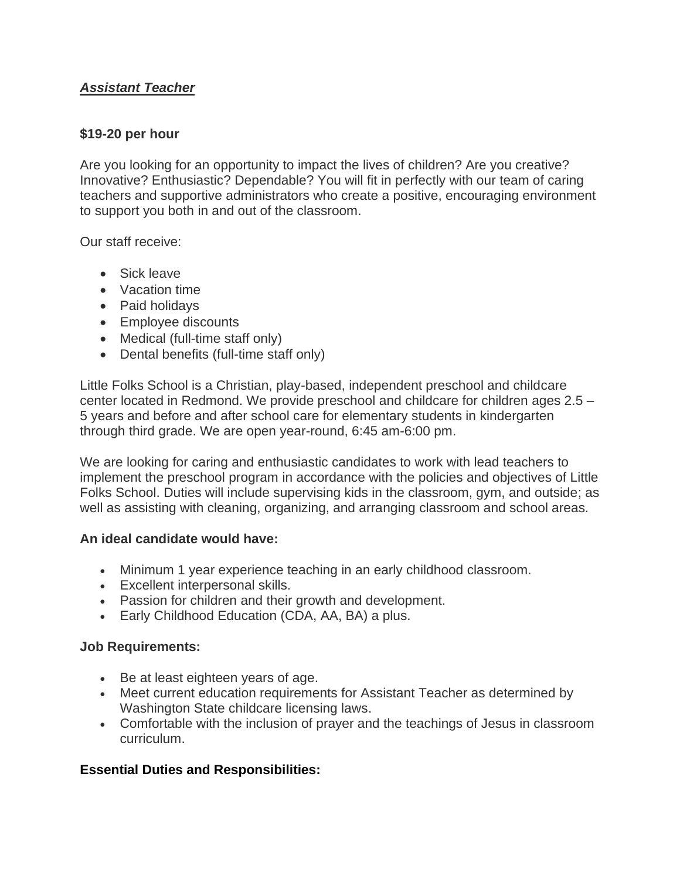***Assistant Teacher***

**$19-20 per hour**

Are you looking for an opportunity to impact the lives of children? Are you creative? Innovative? Enthusiastic? Dependable? You will fit in perfectly with our team of caring teachers and supportive administrators who create a positive, encouraging environment to support you both in and out of the classroom.

Our staff receive:

- Sick leave
- Vacation time
- Paid holidays
- Employee discounts
- Medical (full-time staff only)
- Dental benefits (full-time staff only)

Little Folks School is a Christian, play-based, independent preschool and childcare center located in Redmond. We provide preschool and childcare for children ages 2.5 – 5 years and before and after school care for elementary students in kindergarten through third grade. We are open year-round, 6:45 am-6:00 pm.

We are looking for caring and enthusiastic candidates to work with lead teachers to implement the preschool program in accordance with the policies and objectives of Little Folks School. Duties will include supervising kids in the classroom, gym, and outside; as well as assisting with cleaning, organizing, and arranging classroom and school areas.

**An ideal candidate would have:**

- Minimum 1 year experience teaching in an early childhood classroom.
- Excellent interpersonal skills.
- Passion for children and their growth and development.
- Early Childhood Education (CDA, AA, BA) a plus.

**Job Requirements:**

- Be at least eighteen years of age.
- Meet current education requirements for Assistant Teacher as determined by Washington State childcare licensing laws.
- Comfortable with the inclusion of prayer and the teachings of Jesus in classroom curriculum.

**Essential Duties and Responsibilities:**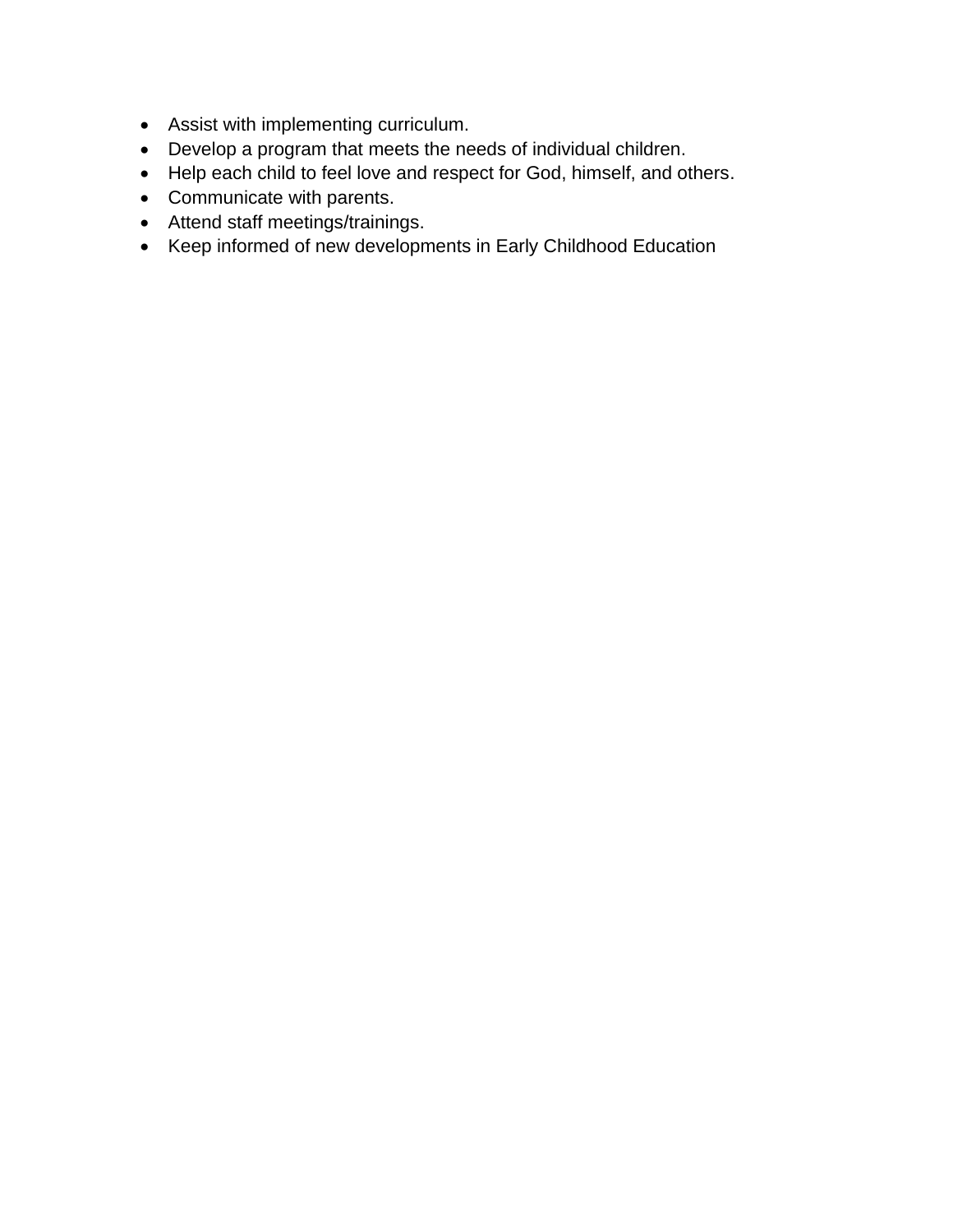- Assist with implementing curriculum.
- Develop a program that meets the needs of individual children.
- Help each child to feel love and respect for God, himself, and others.
- Communicate with parents.
- Attend staff meetings/trainings.
- Keep informed of new developments in Early Childhood Education